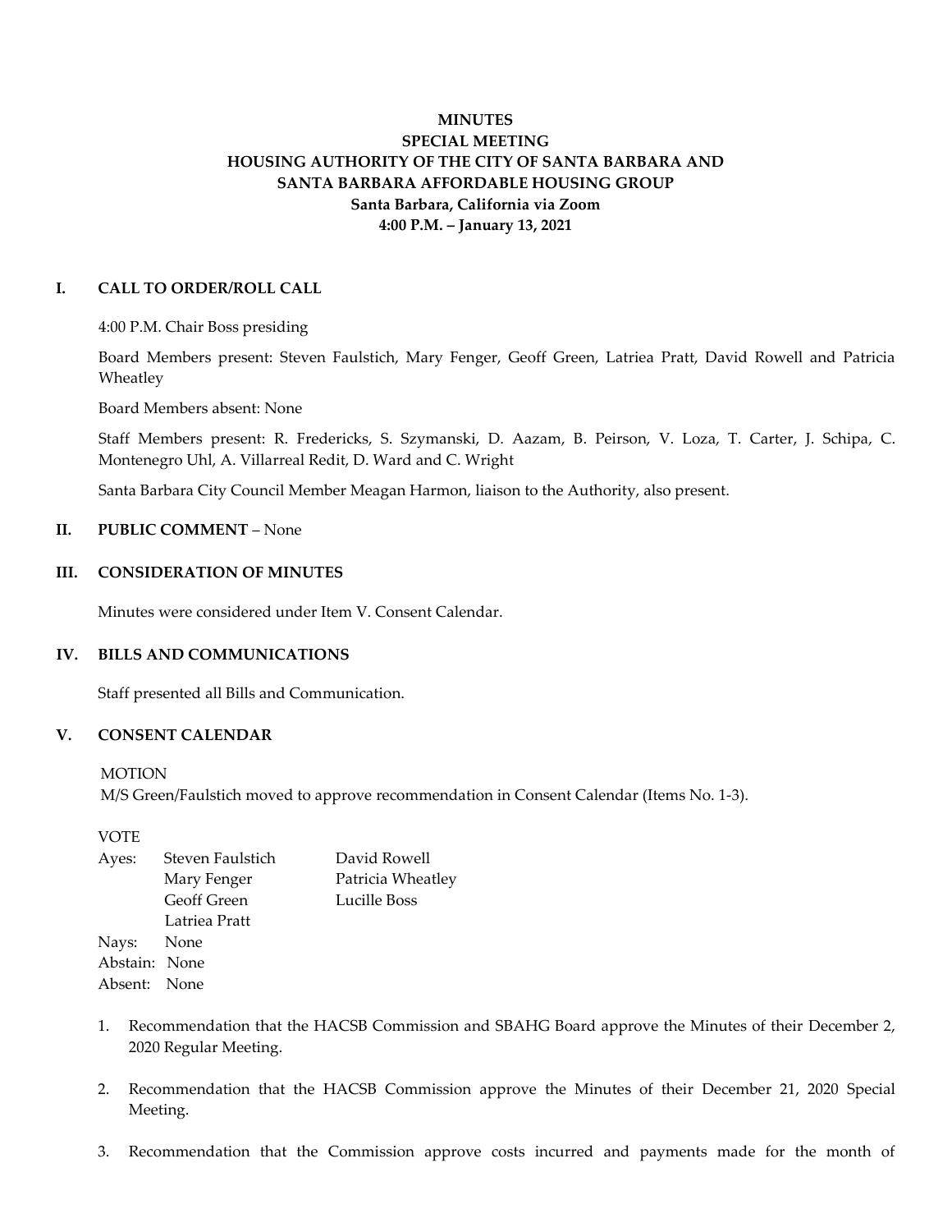**MINUTES**
**SPECIAL MEETING**
**HOUSING AUTHORITY OF THE CITY OF SANTA BARBARA AND**
**SANTA BARBARA AFFORDABLE HOUSING GROUP**
**Santa Barbara, California via Zoom**
**4:00 P.M. – January 13, 2021**

## I. CALL TO ORDER/ROLL CALL

4:00 P.M. Chair Boss presiding

Board Members present: Steven Faulstich, Mary Fenger, Geoff Green, Latriea Pratt, David Rowell and Patricia Wheatley

Board Members absent: None

Staff Members present: R. Fredericks, S. Szymanski, D. Aazam, B. Peirson, V. Loza, T. Carter, J. Schipa, C. Montenegro Uhl, A. Villarreal Redit, D. Ward and C. Wright

Santa Barbara City Council Member Meagan Harmon, liaison to the Authority, also present.

## II. PUBLIC COMMENT – None

## III. CONSIDERATION OF MINUTES

Minutes were considered under Item V. Consent Calendar.

## IV. BILLS AND COMMUNICATIONS

Staff presented all Bills and Communication.

## V. CONSENT CALENDAR

MOTION
M/S Green/Faulstich moved to approve recommendation in Consent Calendar (Items No. 1-3).

VOTE

Ayes: Steven Faulstich, Mary Fenger, Geoff Green, Latriea Pratt, David Rowell, Patricia Wheatley, Lucille Boss
Nays: None
Abstain: None
Absent: None

1. Recommendation that the HACSB Commission and SBAHG Board approve the Minutes of their December 2, 2020 Regular Meeting.

2. Recommendation that the HACSB Commission approve the Minutes of their December 21, 2020 Special Meeting.

3. Recommendation that the Commission approve costs incurred and payments made for the month of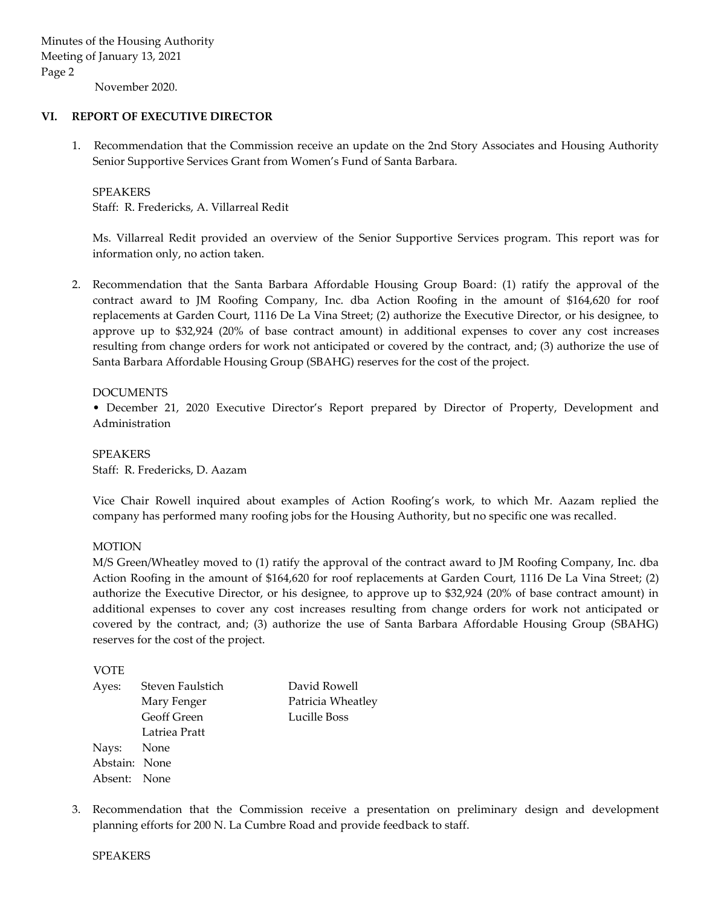November 2020.

## VI. REPORT OF EXECUTIVE DIRECTOR

1. Recommendation that the Commission receive an update on the 2nd Story Associates and Housing Authority Senior Supportive Services Grant from Women's Fund of Santa Barbara.

   SPEAKERS
   Staff: R. Fredericks, A. Villarreal Redit

   Ms. Villarreal Redit provided an overview of the Senior Supportive Services program. This report was for information only, no action taken.

2. Recommendation that the Santa Barbara Affordable Housing Group Board: (1) ratify the approval of the contract award to JM Roofing Company, Inc. dba Action Roofing in the amount of $164,620 for roof replacements at Garden Court, 1116 De La Vina Street; (2) authorize the Executive Director, or his designee, to approve up to $32,924 (20% of base contract amount) in additional expenses to cover any cost increases resulting from change orders for work not anticipated or covered by the contract, and; (3) authorize the use of Santa Barbara Affordable Housing Group (SBAHG) reserves for the cost of the project.

   DOCUMENTS
   • December 21, 2020 Executive Director's Report prepared by Director of Property, Development and Administration

   SPEAKERS
   Staff: R. Fredericks, D. Aazam

   Vice Chair Rowell inquired about examples of Action Roofing's work, to which Mr. Aazam replied the company has performed many roofing jobs for the Housing Authority, but no specific one was recalled.

   MOTION
   M/S Green/Wheatley moved to (1) ratify the approval of the contract award to JM Roofing Company, Inc. dba Action Roofing in the amount of $164,620 for roof replacements at Garden Court, 1116 De La Vina Street; (2) authorize the Executive Director, or his designee, to approve up to $32,924 (20% of base contract amount) in additional expenses to cover any cost increases resulting from change orders for work not anticipated or covered by the contract, and; (3) authorize the use of Santa Barbara Affordable Housing Group (SBAHG) reserves for the cost of the project.

   VOTE

   | | | |
   |---|---|---|
   | Ayes: | Steven Faulstich | David Rowell |
   | | Mary Fenger | Patricia Wheatley |
   | | Geoff Green | Lucille Boss |
   | | Latriea Pratt | |
   | Nays: | None | |
   | Abstain: | None | |
   | Absent: | None | |

3. Recommendation that the Commission receive a presentation on preliminary design and development planning efforts for 200 N. La Cumbre Road and provide feedback to staff.

   SPEAKERS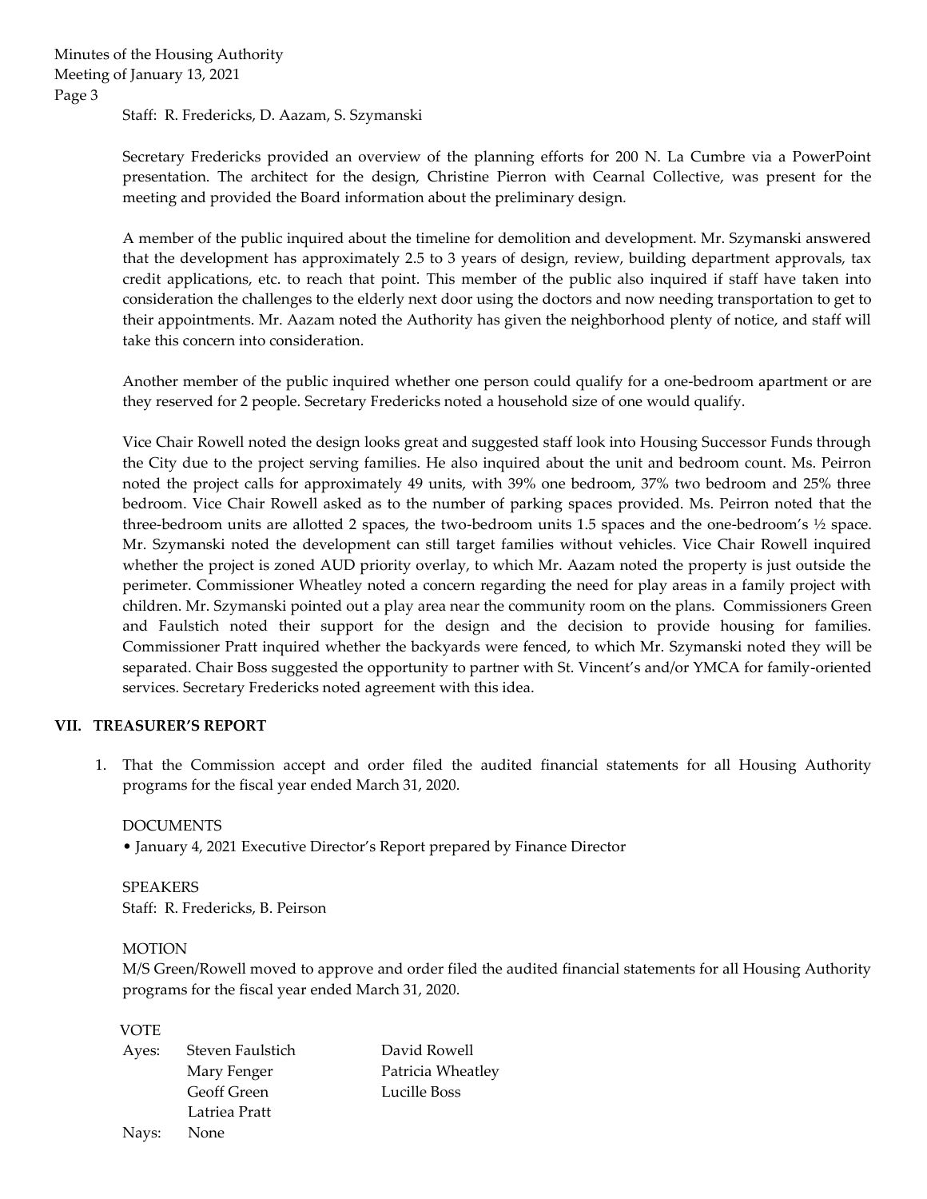Staff: R. Fredericks, D. Aazam, S. Szymanski

Secretary Fredericks provided an overview of the planning efforts for 200 N. La Cumbre via a PowerPoint presentation. The architect for the design, Christine Pierron with Cearnal Collective, was present for the meeting and provided the Board information about the preliminary design.

A member of the public inquired about the timeline for demolition and development. Mr. Szymanski answered that the development has approximately 2.5 to 3 years of design, review, building department approvals, tax credit applications, etc. to reach that point. This member of the public also inquired if staff have taken into consideration the challenges to the elderly next door using the doctors and now needing transportation to get to their appointments. Mr. Aazam noted the Authority has given the neighborhood plenty of notice, and staff will take this concern into consideration.

Another member of the public inquired whether one person could qualify for a one-bedroom apartment or are they reserved for 2 people. Secretary Fredericks noted a household size of one would qualify.

Vice Chair Rowell noted the design looks great and suggested staff look into Housing Successor Funds through the City due to the project serving families. He also inquired about the unit and bedroom count. Ms. Peirron noted the project calls for approximately 49 units, with 39% one bedroom, 37% two bedroom and 25% three bedroom. Vice Chair Rowell asked as to the number of parking spaces provided. Ms. Peirron noted that the three-bedroom units are allotted 2 spaces, the two-bedroom units 1.5 spaces and the one-bedroom's ½ space. Mr. Szymanski noted the development can still target families without vehicles. Vice Chair Rowell inquired whether the project is zoned AUD priority overlay, to which Mr. Aazam noted the property is just outside the perimeter. Commissioner Wheatley noted a concern regarding the need for play areas in a family project with children. Mr. Szymanski pointed out a play area near the community room on the plans. Commissioners Green and Faulstich noted their support for the design and the decision to provide housing for families. Commissioner Pratt inquired whether the backyards were fenced, to which Mr. Szymanski noted they will be separated. Chair Boss suggested the opportunity to partner with St. Vincent's and/or YMCA for family-oriented services. Secretary Fredericks noted agreement with this idea.

## VII. TREASURER'S REPORT

1. That the Commission accept and order filed the audited financial statements for all Housing Authority programs for the fiscal year ended March 31, 2020.

DOCUMENTS

• January 4, 2021 Executive Director's Report prepared by Finance Director

SPEAKERS

Staff: R. Fredericks, B. Peirson

MOTION

M/S Green/Rowell moved to approve and order filed the audited financial statements for all Housing Authority programs for the fiscal year ended March 31, 2020.

VOTE

| | | |
|---|---|---|
| Ayes: | Steven Faulstich | David Rowell |
| | Mary Fenger | Patricia Wheatley |
| | Geoff Green | Lucille Boss |
| | Latriea Pratt | |
| Nays: | None | |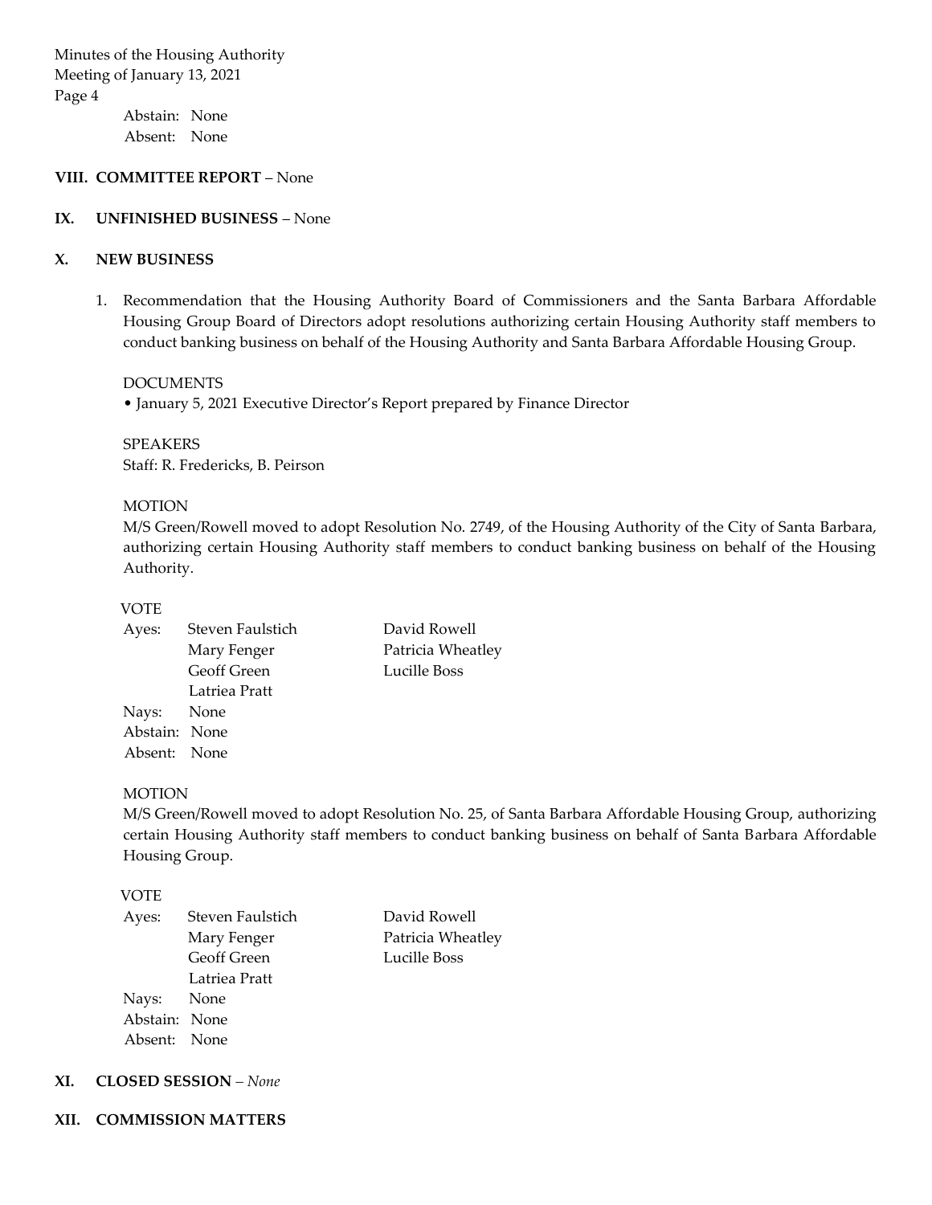Abstain: None
Absent: None

## VIII. COMMITTEE REPORT – None

## IX. UNFINISHED BUSINESS – None

## X. NEW BUSINESS

1. Recommendation that the Housing Authority Board of Commissioners and the Santa Barbara Affordable Housing Group Board of Directors adopt resolutions authorizing certain Housing Authority staff members to conduct banking business on behalf of the Housing Authority and Santa Barbara Affordable Housing Group.

   DOCUMENTS
   • January 5, 2021 Executive Director's Report prepared by Finance Director

   SPEAKERS
   Staff: R. Fredericks, B. Peirson

   MOTION
   M/S Green/Rowell moved to adopt Resolution No. 2749, of the Housing Authority of the City of Santa Barbara, authorizing certain Housing Authority staff members to conduct banking business on behalf of the Housing Authority.

   VOTE
   Ayes: Steven Faulstich, Mary Fenger, Geoff Green, Latriea Pratt, David Rowell, Patricia Wheatley, Lucille Boss
   Nays: None
   Abstain: None
   Absent: None

   MOTION
   M/S Green/Rowell moved to adopt Resolution No. 25, of Santa Barbara Affordable Housing Group, authorizing certain Housing Authority staff members to conduct banking business on behalf of Santa Barbara Affordable Housing Group.

   VOTE
   Ayes: Steven Faulstich, Mary Fenger, Geoff Green, Latriea Pratt, David Rowell, Patricia Wheatley, Lucille Boss
   Nays: None
   Abstain: None
   Absent: None

## XI. CLOSED SESSION – *None*

## XII. COMMISSION MATTERS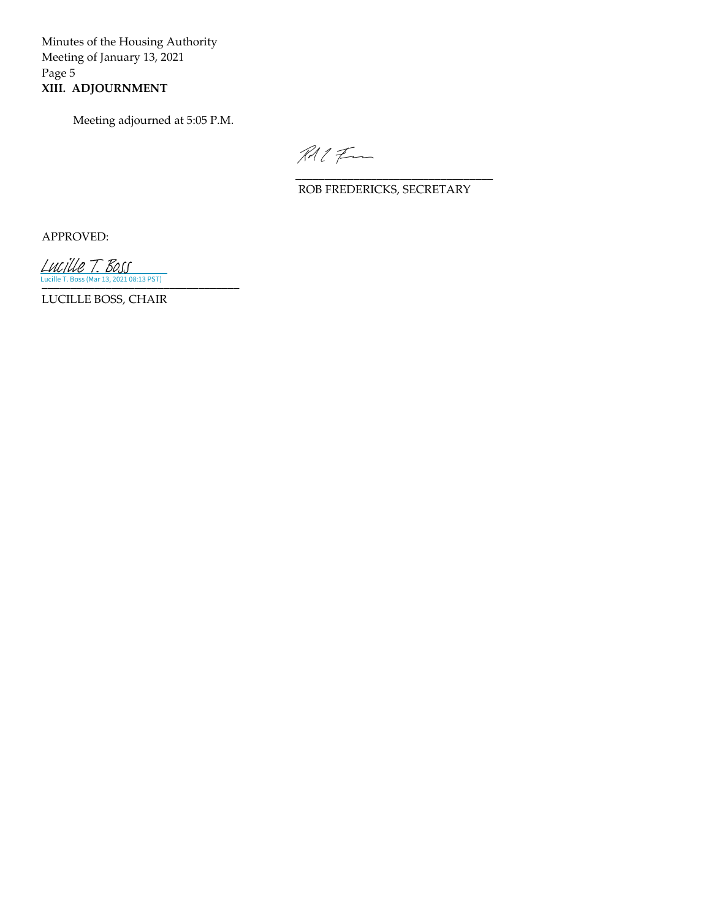## XIII. ADJOURNMENT

Meeting adjourned at 5:05 P.M.

\_\_\_\_\_\_\_\_\_\_\_\_\_\_\_\_\_\_\_\_\_\_\_\_\_\_\_\_\_\_\_\_\_\_

ROB FREDERICKS, SECRETARY

APPROVED:

Lucille T. Boss (Mar 13, 2021 08:13 PST)

\_\_\_\_\_\_\_\_\_\_\_\_\_\_\_\_\_\_\_\_\_\_\_\_\_\_\_\_\_\_\_\_\_\_

LUCILLE BOSS, CHAIR